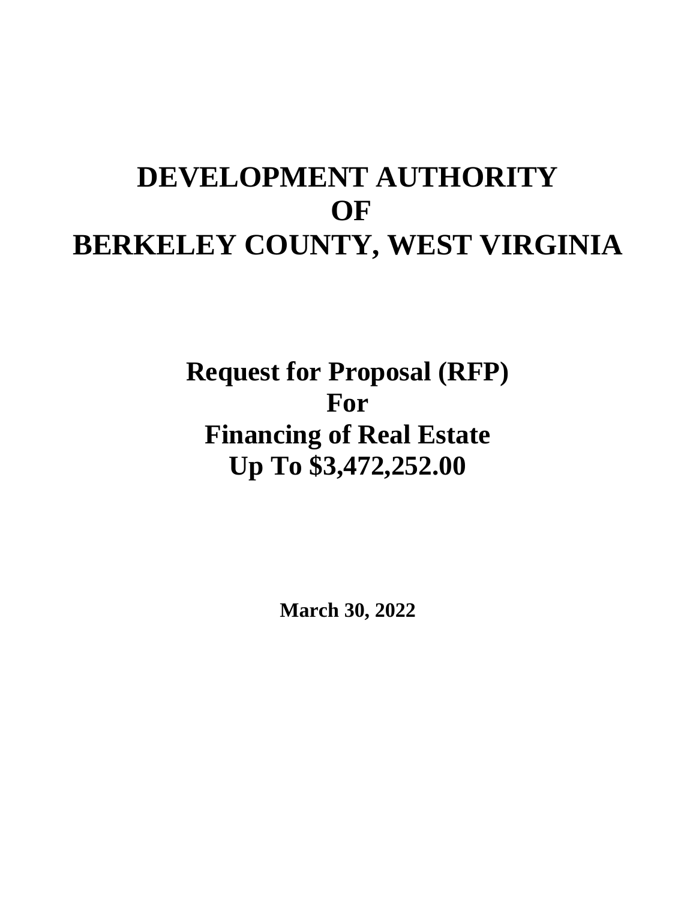# DEVELOPMENT AUTHORITY OF BERKELEY COUNTY, WEST VIRGINIA

## Request for Proposal (RFP) For Financing of Real Estate Up To $3,472,252.00

**March 30, 2022**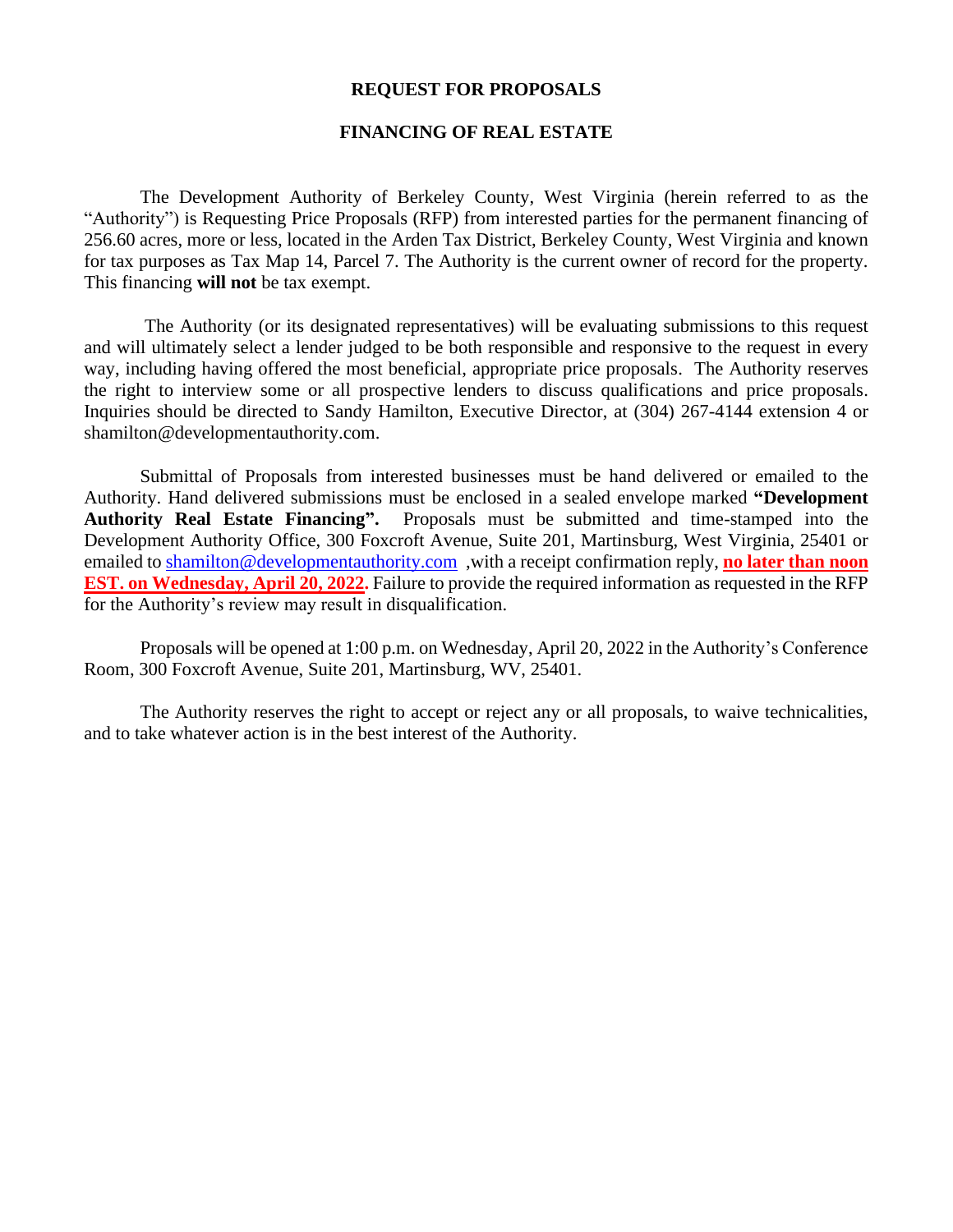# REQUEST FOR PROPOSALS

## FINANCING OF REAL ESTATE

The Development Authority of Berkeley County, West Virginia (herein referred to as the "Authority") is Requesting Price Proposals (RFP) from interested parties for the permanent financing of 256.60 acres, more or less, located in the Arden Tax District, Berkeley County, West Virginia and known for tax purposes as Tax Map 14, Parcel 7. The Authority is the current owner of record for the property. This financing **will not** be tax exempt.

The Authority (or its designated representatives) will be evaluating submissions to this request and will ultimately select a lender judged to be both responsible and responsive to the request in every way, including having offered the most beneficial, appropriate price proposals. The Authority reserves the right to interview some or all prospective lenders to discuss qualifications and price proposals. Inquiries should be directed to Sandy Hamilton, Executive Director, at (304) 267-4144 extension 4 or shamilton@developmentauthority.com.

Submittal of Proposals from interested businesses must be hand delivered or emailed to the Authority. Hand delivered submissions must be enclosed in a sealed envelope marked **"Development Authority Real Estate Financing".** Proposals must be submitted and time-stamped into the Development Authority Office, 300 Foxcroft Avenue, Suite 201, Martinsburg, West Virginia, 25401 or emailed to shamilton@developmentauthority.com ,with a receipt confirmation reply, **no later than noon EST. on Wednesday, April 20, 2022.** Failure to provide the required information as requested in the RFP for the Authority's review may result in disqualification.

Proposals will be opened at 1:00 p.m. on Wednesday, April 20, 2022 in the Authority's Conference Room, 300 Foxcroft Avenue, Suite 201, Martinsburg, WV, 25401.

The Authority reserves the right to accept or reject any or all proposals, to waive technicalities, and to take whatever action is in the best interest of the Authority.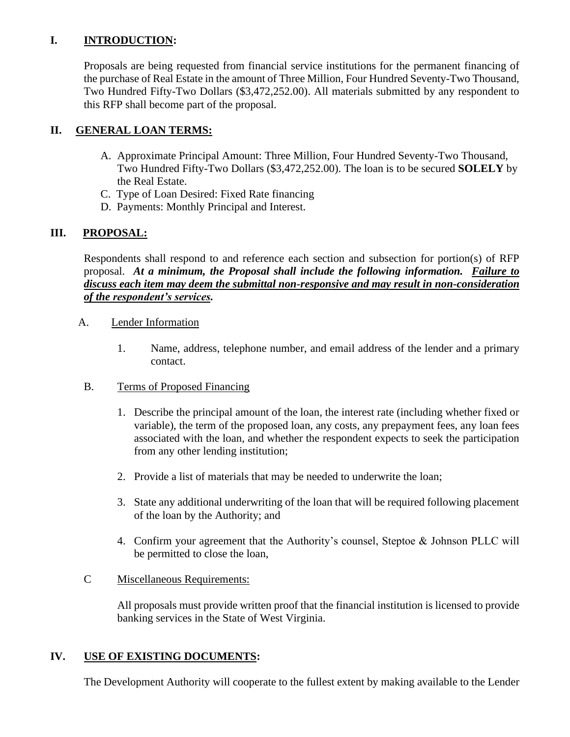## I. <u>INTRODUCTION</u>:

Proposals are being requested from financial service institutions for the permanent financing of the purchase of Real Estate in the amount of Three Million, Four Hundred Seventy-Two Thousand, Two Hundred Fifty-Two Dollars ($3,472,252.00). All materials submitted by any respondent to this RFP shall become part of the proposal.

## II. <u>GENERAL LOAN TERMS:</u>

A. Approximate Principal Amount: Three Million, Four Hundred Seventy-Two Thousand, Two Hundred Fifty-Two Dollars ($3,472,252.00). The loan is to be secured **SOLELY** by the Real Estate.

C. Type of Loan Desired: Fixed Rate financing

D. Payments: Monthly Principal and Interest.

## III. <u>PROPOSAL:</u>

Respondents shall respond to and reference each section and subsection for portion(s) of RFP proposal. ***At a minimum, the Proposal shall include the following information.*** ***<u>Failure to discuss each item may deem the submittal non-responsive and may result in non-consideration of the respondent's services</u>.***

A. <u>Lender Information</u>

1. Name, address, telephone number, and email address of the lender and a primary contact.

B. <u>Terms of Proposed Financing</u>

1. Describe the principal amount of the loan, the interest rate (including whether fixed or variable), the term of the proposed loan, any costs, any prepayment fees, any loan fees associated with the loan, and whether the respondent expects to seek the participation from any other lending institution;

2. Provide a list of materials that may be needed to underwrite the loan;

3. State any additional underwriting of the loan that will be required following placement of the loan by the Authority; and

4. Confirm your agreement that the Authority's counsel, Steptoe & Johnson PLLC will be permitted to close the loan,

C <u>Miscellaneous Requirements:</u>

All proposals must provide written proof that the financial institution is licensed to provide banking services in the State of West Virginia.

## IV. <u>USE OF EXISTING DOCUMENTS</u>:

The Development Authority will cooperate to the fullest extent by making available to the Lender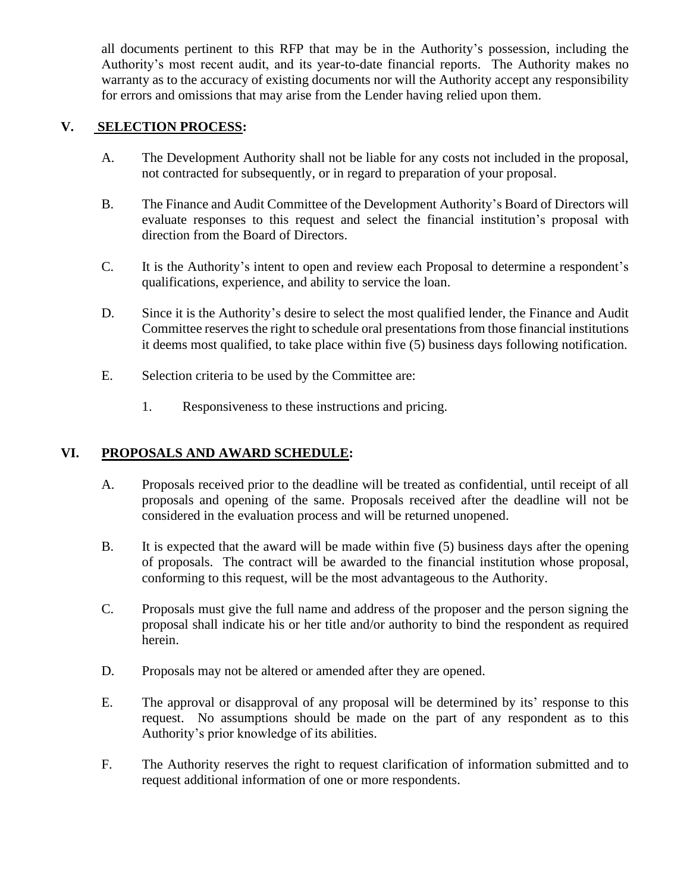all documents pertinent to this RFP that may be in the Authority's possession, including the Authority's most recent audit, and its year-to-date financial reports. The Authority makes no warranty as to the accuracy of existing documents nor will the Authority accept any responsibility for errors and omissions that may arise from the Lender having relied upon them.

## V. SELECTION PROCESS:

A. The Development Authority shall not be liable for any costs not included in the proposal, not contracted for subsequently, or in regard to preparation of your proposal.

B. The Finance and Audit Committee of the Development Authority's Board of Directors will evaluate responses to this request and select the financial institution's proposal with direction from the Board of Directors.

C. It is the Authority's intent to open and review each Proposal to determine a respondent's qualifications, experience, and ability to service the loan.

D. Since it is the Authority's desire to select the most qualified lender, the Finance and Audit Committee reserves the right to schedule oral presentations from those financial institutions it deems most qualified, to take place within five (5) business days following notification.

E. Selection criteria to be used by the Committee are:

1. Responsiveness to these instructions and pricing.

## VI. PROPOSALS AND AWARD SCHEDULE:

A. Proposals received prior to the deadline will be treated as confidential, until receipt of all proposals and opening of the same. Proposals received after the deadline will not be considered in the evaluation process and will be returned unopened.

B. It is expected that the award will be made within five (5) business days after the opening of proposals. The contract will be awarded to the financial institution whose proposal, conforming to this request, will be the most advantageous to the Authority.

C. Proposals must give the full name and address of the proposer and the person signing the proposal shall indicate his or her title and/or authority to bind the respondent as required herein.

D. Proposals may not be altered or amended after they are opened.

E. The approval or disapproval of any proposal will be determined by its' response to this request. No assumptions should be made on the part of any respondent as to this Authority's prior knowledge of its abilities.

F. The Authority reserves the right to request clarification of information submitted and to request additional information of one or more respondents.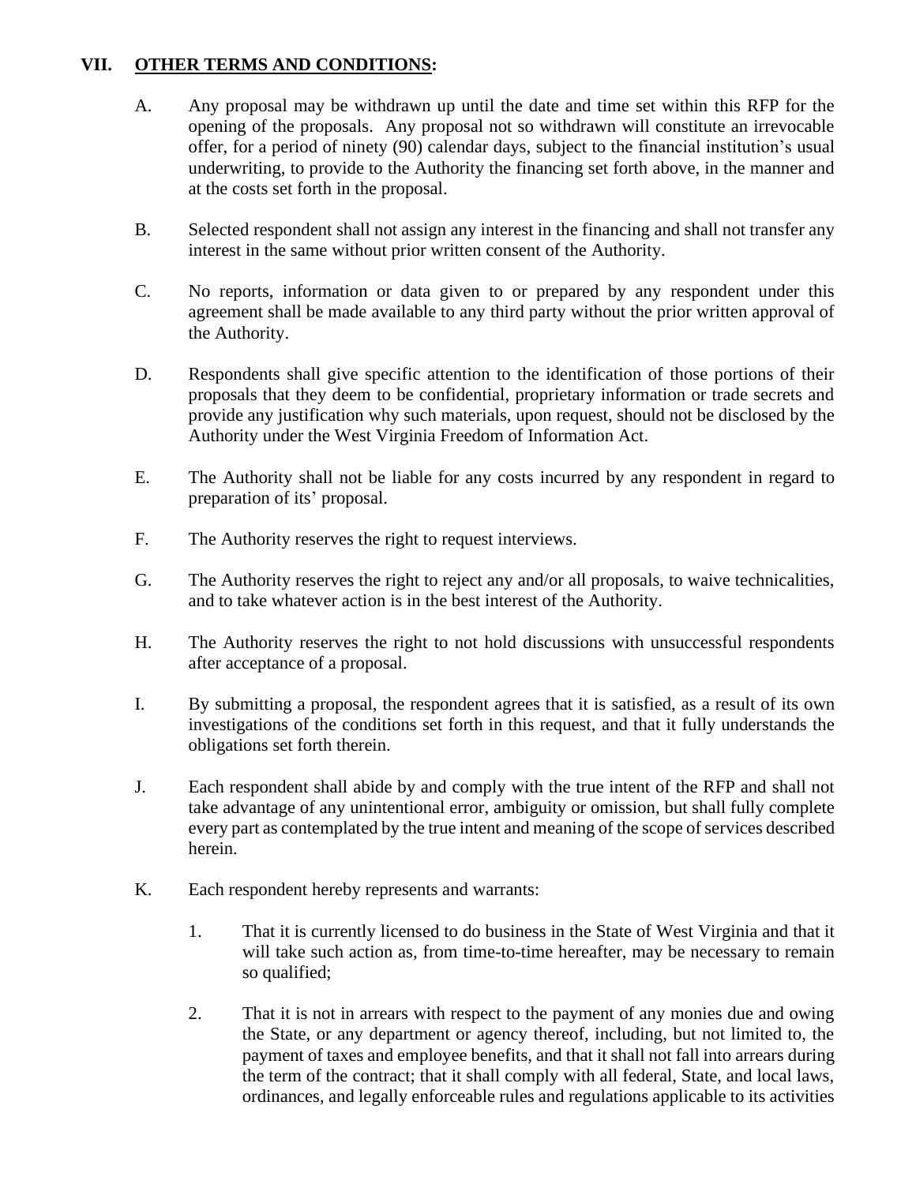## VII. OTHER TERMS AND CONDITIONS:

A. Any proposal may be withdrawn up until the date and time set within this RFP for the opening of the proposals. Any proposal not so withdrawn will constitute an irrevocable offer, for a period of ninety (90) calendar days, subject to the financial institution's usual underwriting, to provide to the Authority the financing set forth above, in the manner and at the costs set forth in the proposal.

B. Selected respondent shall not assign any interest in the financing and shall not transfer any interest in the same without prior written consent of the Authority.

C. No reports, information or data given to or prepared by any respondent under this agreement shall be made available to any third party without the prior written approval of the Authority.

D. Respondents shall give specific attention to the identification of those portions of their proposals that they deem to be confidential, proprietary information or trade secrets and provide any justification why such materials, upon request, should not be disclosed by the Authority under the West Virginia Freedom of Information Act.

E. The Authority shall not be liable for any costs incurred by any respondent in regard to preparation of its' proposal.

F. The Authority reserves the right to request interviews.

G. The Authority reserves the right to reject any and/or all proposals, to waive technicalities, and to take whatever action is in the best interest of the Authority.

H. The Authority reserves the right to not hold discussions with unsuccessful respondents after acceptance of a proposal.

I. By submitting a proposal, the respondent agrees that it is satisfied, as a result of its own investigations of the conditions set forth in this request, and that it fully understands the obligations set forth therein.

J. Each respondent shall abide by and comply with the true intent of the RFP and shall not take advantage of any unintentional error, ambiguity or omission, but shall fully complete every part as contemplated by the true intent and meaning of the scope of services described herein.

K. Each respondent hereby represents and warrants:

1. That it is currently licensed to do business in the State of West Virginia and that it will take such action as, from time-to-time hereafter, may be necessary to remain so qualified;

2. That it is not in arrears with respect to the payment of any monies due and owing the State, or any department or agency thereof, including, but not limited to, the payment of taxes and employee benefits, and that it shall not fall into arrears during the term of the contract; that it shall comply with all federal, State, and local laws, ordinances, and legally enforceable rules and regulations applicable to its activities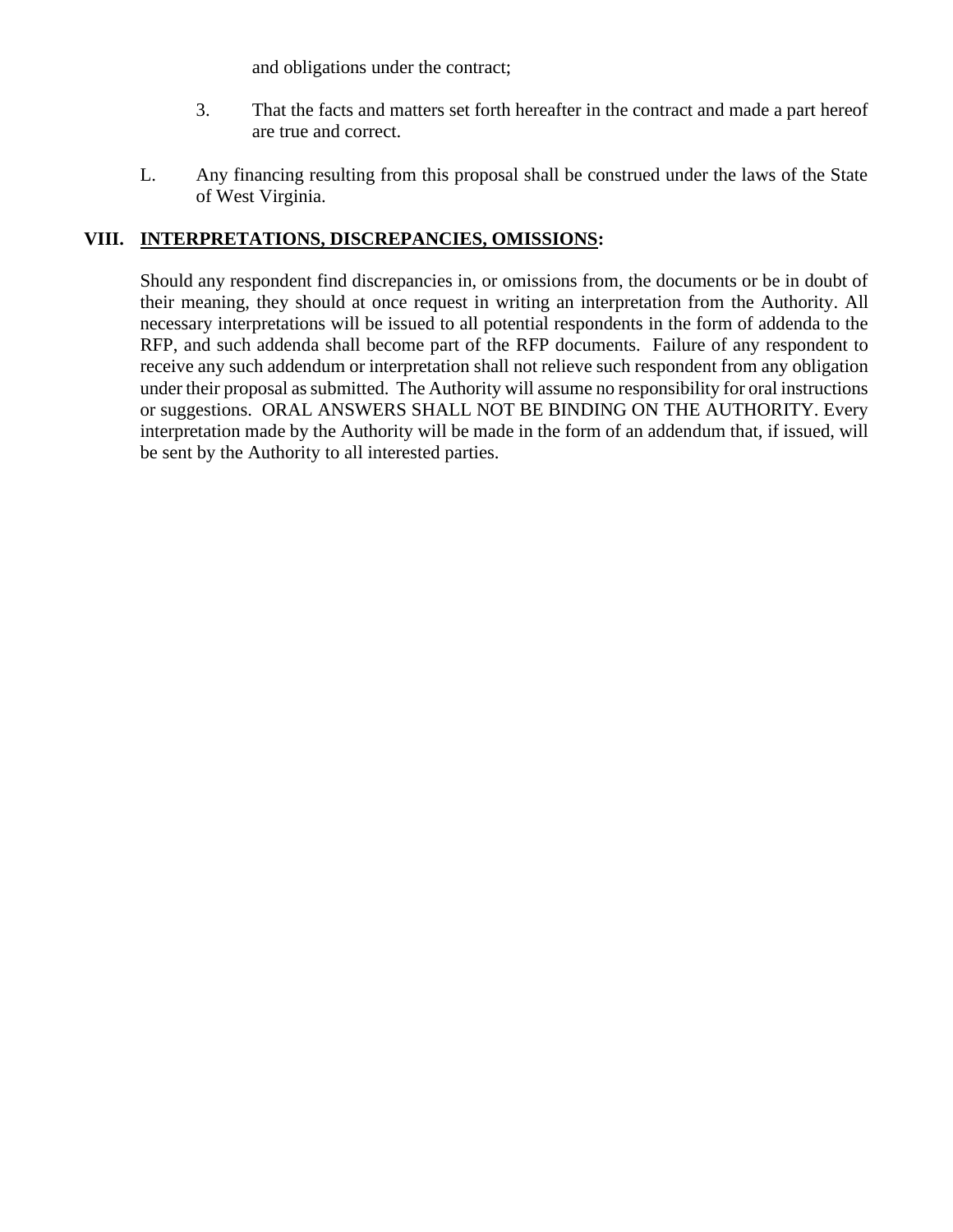and obligations under the contract;

3. That the facts and matters set forth hereafter in the contract and made a part hereof are true and correct.

L. Any financing resulting from this proposal shall be construed under the laws of the State of West Virginia.

## VIII. <u>INTERPRETATIONS, DISCREPANCIES, OMISSIONS</u>:

Should any respondent find discrepancies in, or omissions from, the documents or be in doubt of their meaning, they should at once request in writing an interpretation from the Authority. All necessary interpretations will be issued to all potential respondents in the form of addenda to the RFP, and such addenda shall become part of the RFP documents. Failure of any respondent to receive any such addendum or interpretation shall not relieve such respondent from any obligation under their proposal as submitted. The Authority will assume no responsibility for oral instructions or suggestions. ORAL ANSWERS SHALL NOT BE BINDING ON THE AUTHORITY. Every interpretation made by the Authority will be made in the form of an addendum that, if issued, will be sent by the Authority to all interested parties.